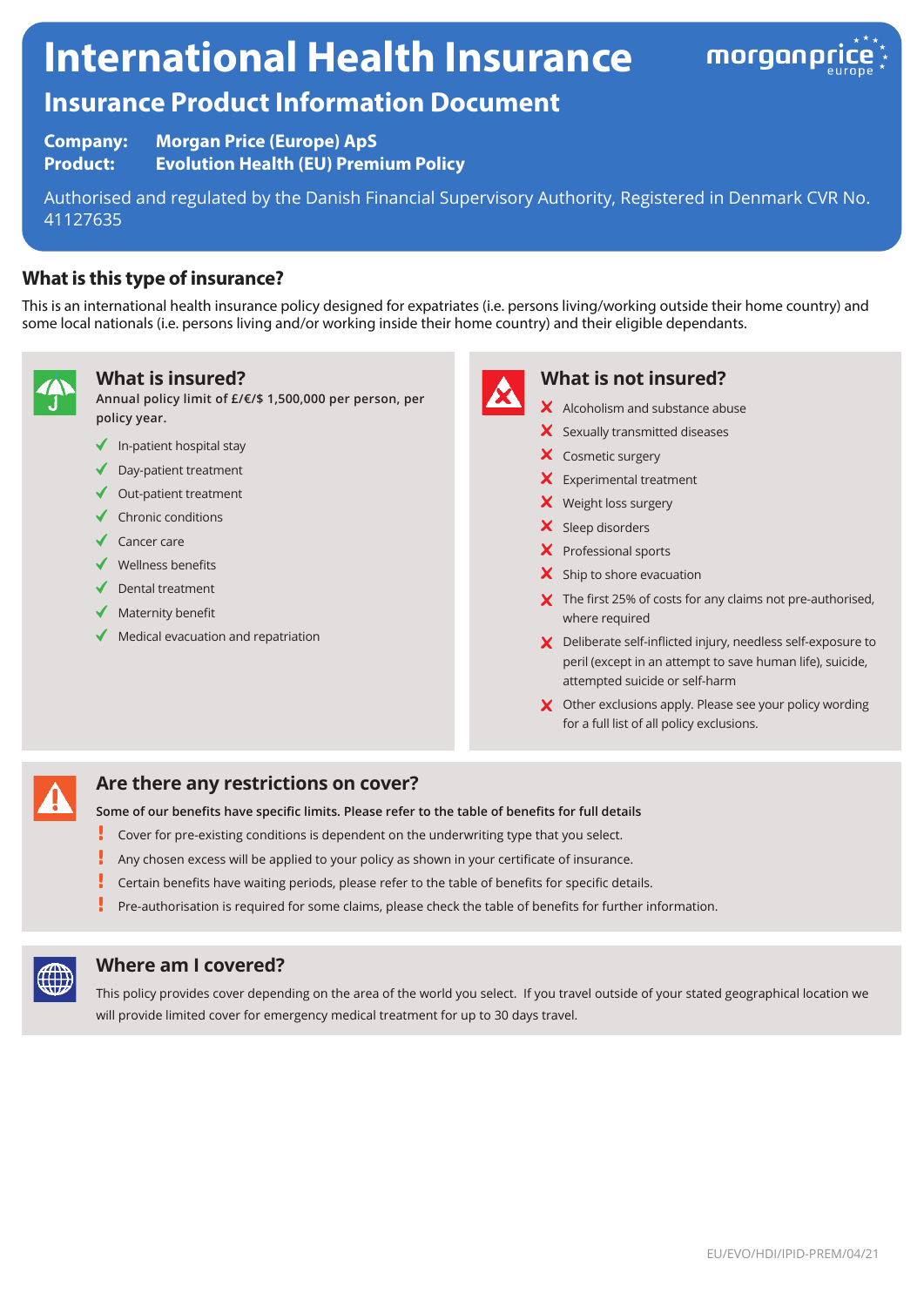# International Health Insurance

## Insurance Product Information Document

**Company:** **Morgan Price (Europe) ApS**
**Product:** **Evolution Health (EU) Premium Policy**

Authorised and regulated by the Danish Financial Supervisory Authority, Registered in Denmark CVR No. 41127635

### What is this type of insurance?

This is an international health insurance policy designed for expatriates (i.e. persons living/working outside their home country) and some local nationals (i.e. persons living and/or working inside their home country) and their eligible dependants.

### What is insured?

**Annual policy limit of £/€/$ 1,500,000 per person, per policy year.**

- ✓ In-patient hospital stay
- ✓ Day-patient treatment
- ✓ Out-patient treatment
- ✓ Chronic conditions
- ✓ Cancer care
- ✓ Wellness benefits
- ✓ Dental treatment
- ✓ Maternity benefit
- ✓ Medical evacuation and repatriation

### What is not insured?

- ✗ Alcoholism and substance abuse
- ✗ Sexually transmitted diseases
- ✗ Cosmetic surgery
- ✗ Experimental treatment
- ✗ Weight loss surgery
- ✗ Sleep disorders
- ✗ Professional sports
- ✗ Ship to shore evacuation
- ✗ The first 25% of costs for any claims not pre-authorised, where required
- ✗ Deliberate self-inflicted injury, needless self-exposure to peril (except in an attempt to save human life), suicide, attempted suicide or self-harm
- ✗ Other exclusions apply. Please see your policy wording for a full list of all policy exclusions.

### Are there any restrictions on cover?

**Some of our benefits have specific limits. Please refer to the table of benefits for full details**

- ! Cover for pre-existing conditions is dependent on the underwriting type that you select.
- ! Any chosen excess will be applied to your policy as shown in your certificate of insurance.
- ! Certain benefits have waiting periods, please refer to the table of benefits for specific details.
- ! Pre-authorisation is required for some claims, please check the table of benefits for further information.

### Where am I covered?

This policy provides cover depending on the area of the world you select. If you travel outside of your stated geographical location we will provide limited cover for emergency medical treatment for up to 30 days travel.

EU/EVO/HDI/IPID-PREM/04/21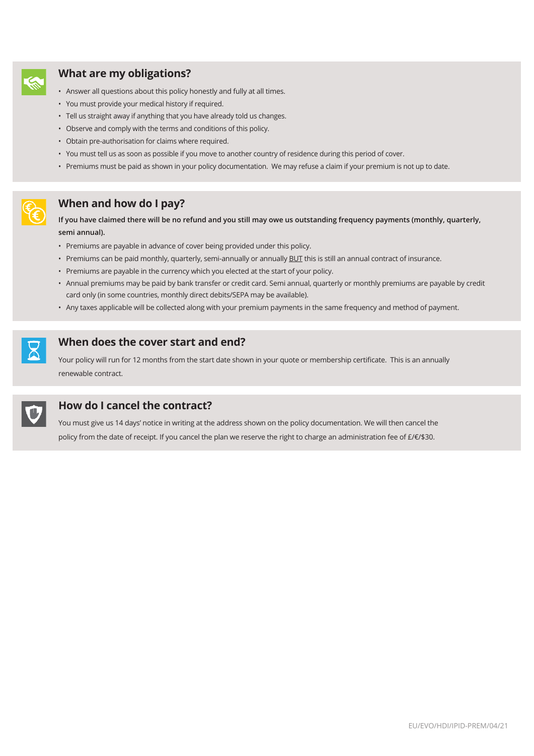## What are my obligations?

- Answer all questions about this policy honestly and fully at all times.
- You must provide your medical history if required.
- Tell us straight away if anything that you have already told us changes.
- Observe and comply with the terms and conditions of this policy.
- Obtain pre-authorisation for claims where required.
- You must tell us as soon as possible if you move to another country of residence during this period of cover.
- Premiums must be paid as shown in your policy documentation. We may refuse a claim if your premium is not up to date.

## When and how do I pay?

**If you have claimed there will be no refund and you still may owe us outstanding frequency payments (monthly, quarterly, semi annual).**

- Premiums are payable in advance of cover being provided under this policy.
- Premiums can be paid monthly, quarterly, semi-annually or annually BUT this is still an annual contract of insurance.
- Premiums are payable in the currency which you elected at the start of your policy.
- Annual premiums may be paid by bank transfer or credit card. Semi annual, quarterly or monthly premiums are payable by credit card only (in some countries, monthly direct debits/SEPA may be available).
- Any taxes applicable will be collected along with your premium payments in the same frequency and method of payment.

## When does the cover start and end?

Your policy will run for 12 months from the start date shown in your quote or membership certificate. This is an annually renewable contract.

## How do I cancel the contract?

You must give us 14 days' notice in writing at the address shown on the policy documentation. We will then cancel the policy from the date of receipt. If you cancel the plan we reserve the right to charge an administration fee of £/€/$30.

EU/EVO/HDI/IPID-PREM/04/21